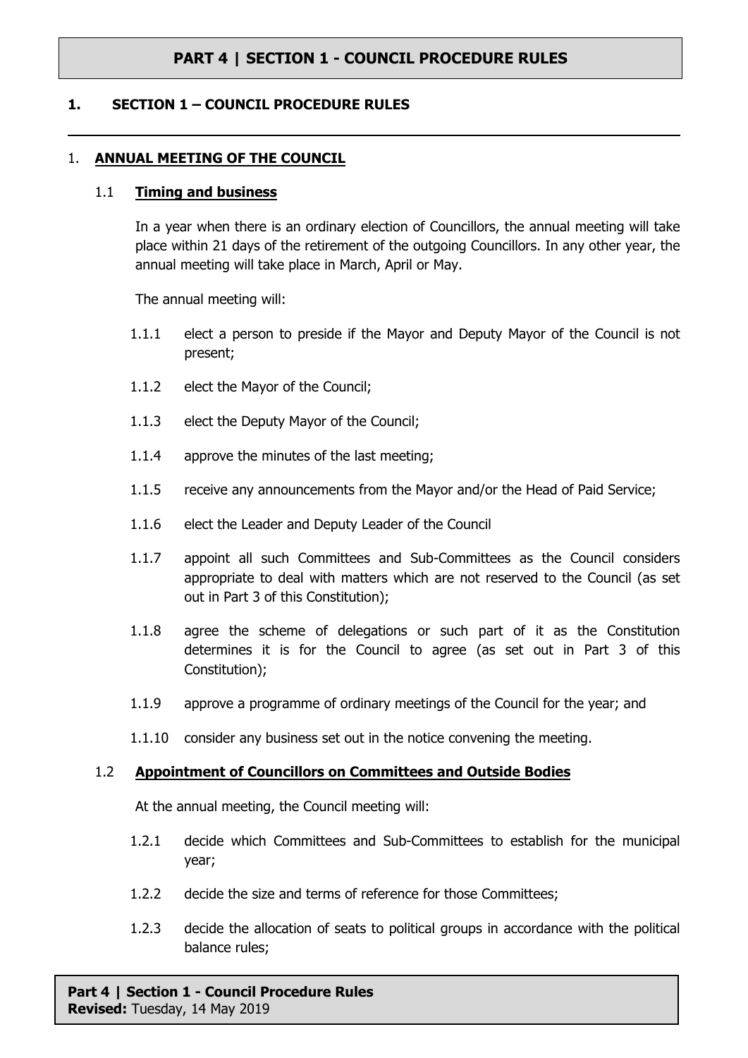# PART 4 | SECTION 1 - COUNCIL PROCEDURE RULES

## 1. SECTION 1 – COUNCIL PROCEDURE RULES

---

### 1. ANNUAL MEETING OF THE COUNCIL

#### 1.1 Timing and business

In a year when there is an ordinary election of Councillors, the annual meeting will take place within 21 days of the retirement of the outgoing Councillors. In any other year, the annual meeting will take place in March, April or May.

The annual meeting will:

1.1.1 elect a person to preside if the Mayor and Deputy Mayor of the Council is not present;

1.1.2 elect the Mayor of the Council;

1.1.3 elect the Deputy Mayor of the Council;

1.1.4 approve the minutes of the last meeting;

1.1.5 receive any announcements from the Mayor and/or the Head of Paid Service;

1.1.6 elect the Leader and Deputy Leader of the Council

1.1.7 appoint all such Committees and Sub-Committees as the Council considers appropriate to deal with matters which are not reserved to the Council (as set out in Part 3 of this Constitution);

1.1.8 agree the scheme of delegations or such part of it as the Constitution determines it is for the Council to agree (as set out in Part 3 of this Constitution);

1.1.9 approve a programme of ordinary meetings of the Council for the year; and

1.1.10 consider any business set out in the notice convening the meeting.

#### 1.2 Appointment of Councillors on Committees and Outside Bodies

At the annual meeting, the Council meeting will:

1.2.1 decide which Committees and Sub-Committees to establish for the municipal year;

1.2.2 decide the size and terms of reference for those Committees;

1.2.3 decide the allocation of seats to political groups in accordance with the political balance rules;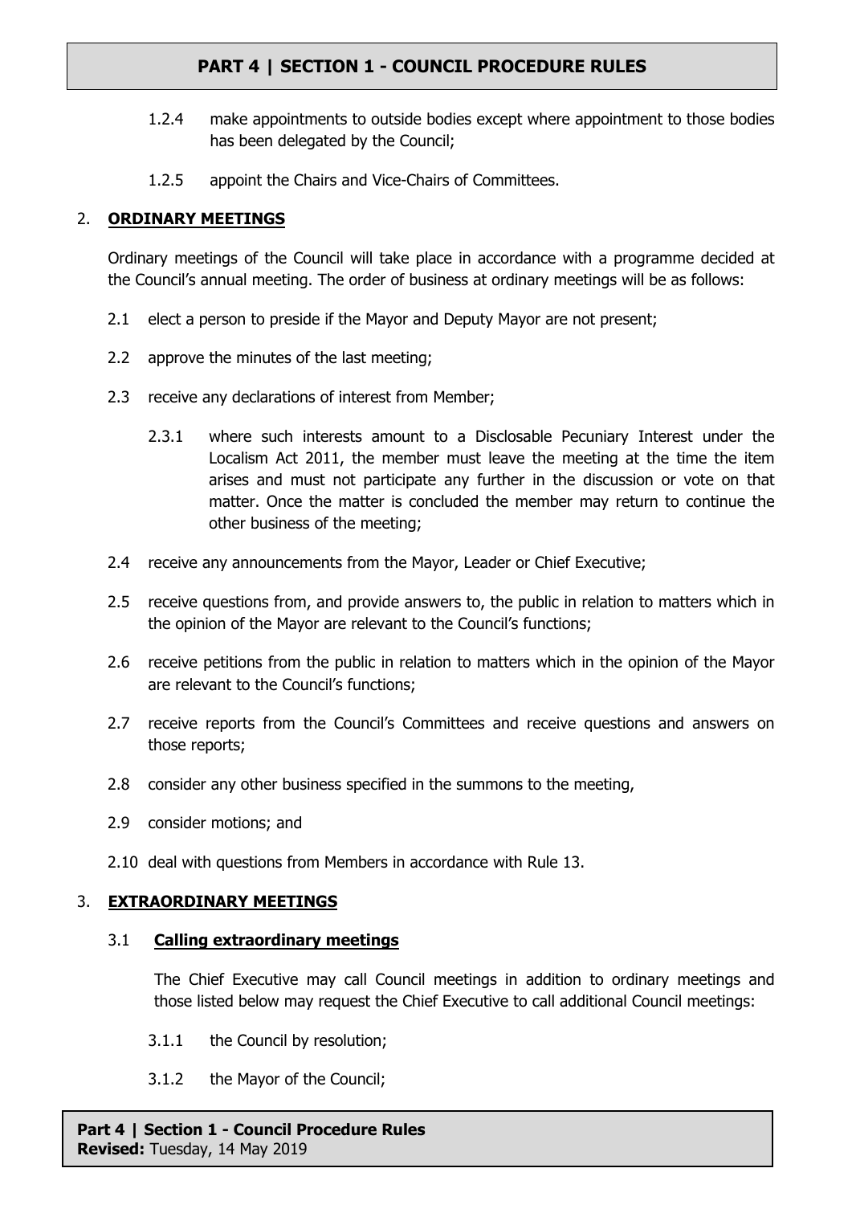1.2.4 make appointments to outside bodies except where appointment to those bodies has been delegated by the Council;

1.2.5 appoint the Chairs and Vice-Chairs of Committees.

## 2. <u>ORDINARY MEETINGS</u>

Ordinary meetings of the Council will take place in accordance with a programme decided at the Council's annual meeting. The order of business at ordinary meetings will be as follows:

2.1 elect a person to preside if the Mayor and Deputy Mayor are not present;

2.2 approve the minutes of the last meeting;

2.3 receive any declarations of interest from Member;

2.3.1 where such interests amount to a Disclosable Pecuniary Interest under the Localism Act 2011, the member must leave the meeting at the time the item arises and must not participate any further in the discussion or vote on that matter. Once the matter is concluded the member may return to continue the other business of the meeting;

2.4 receive any announcements from the Mayor, Leader or Chief Executive;

2.5 receive questions from, and provide answers to, the public in relation to matters which in the opinion of the Mayor are relevant to the Council's functions;

2.6 receive petitions from the public in relation to matters which in the opinion of the Mayor are relevant to the Council's functions;

2.7 receive reports from the Council's Committees and receive questions and answers on those reports;

2.8 consider any other business specified in the summons to the meeting,

2.9 consider motions; and

2.10 deal with questions from Members in accordance with Rule 13.

## 3. <u>EXTRAORDINARY MEETINGS</u>

### 3.1 <u>Calling extraordinary meetings</u>

The Chief Executive may call Council meetings in addition to ordinary meetings and those listed below may request the Chief Executive to call additional Council meetings:

3.1.1 the Council by resolution;

3.1.2 the Mayor of the Council;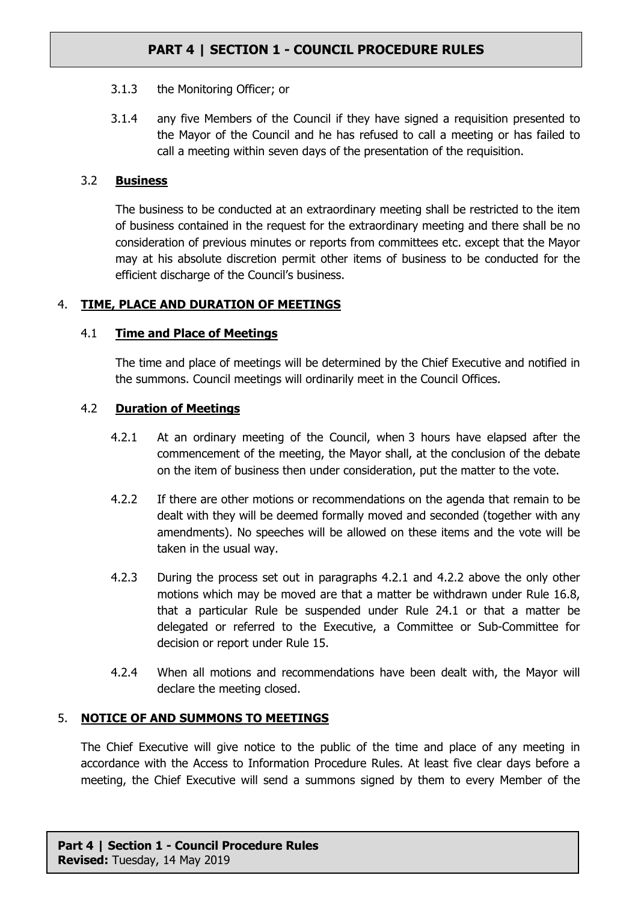3.1.3 the Monitoring Officer; or

3.1.4 any five Members of the Council if they have signed a requisition presented to the Mayor of the Council and he has refused to call a meeting or has failed to call a meeting within seven days of the presentation of the requisition.

### 3.2 **Business**

The business to be conducted at an extraordinary meeting shall be restricted to the item of business contained in the request for the extraordinary meeting and there shall be no consideration of previous minutes or reports from committees etc. except that the Mayor may at his absolute discretion permit other items of business to be conducted for the efficient discharge of the Council's business.

## 4. **TIME, PLACE AND DURATION OF MEETINGS**

### 4.1 **Time and Place of Meetings**

The time and place of meetings will be determined by the Chief Executive and notified in the summons. Council meetings will ordinarily meet in the Council Offices.

### 4.2 **Duration of Meetings**

4.2.1 At an ordinary meeting of the Council, when 3 hours have elapsed after the commencement of the meeting, the Mayor shall, at the conclusion of the debate on the item of business then under consideration, put the matter to the vote.

4.2.2 If there are other motions or recommendations on the agenda that remain to be dealt with they will be deemed formally moved and seconded (together with any amendments). No speeches will be allowed on these items and the vote will be taken in the usual way.

4.2.3 During the process set out in paragraphs 4.2.1 and 4.2.2 above the only other motions which may be moved are that a matter be withdrawn under Rule 16.8, that a particular Rule be suspended under Rule 24.1 or that a matter be delegated or referred to the Executive, a Committee or Sub-Committee for decision or report under Rule 15.

4.2.4 When all motions and recommendations have been dealt with, the Mayor will declare the meeting closed.

## 5. **NOTICE OF AND SUMMONS TO MEETINGS**

The Chief Executive will give notice to the public of the time and place of any meeting in accordance with the Access to Information Procedure Rules. At least five clear days before a meeting, the Chief Executive will send a summons signed by them to every Member of the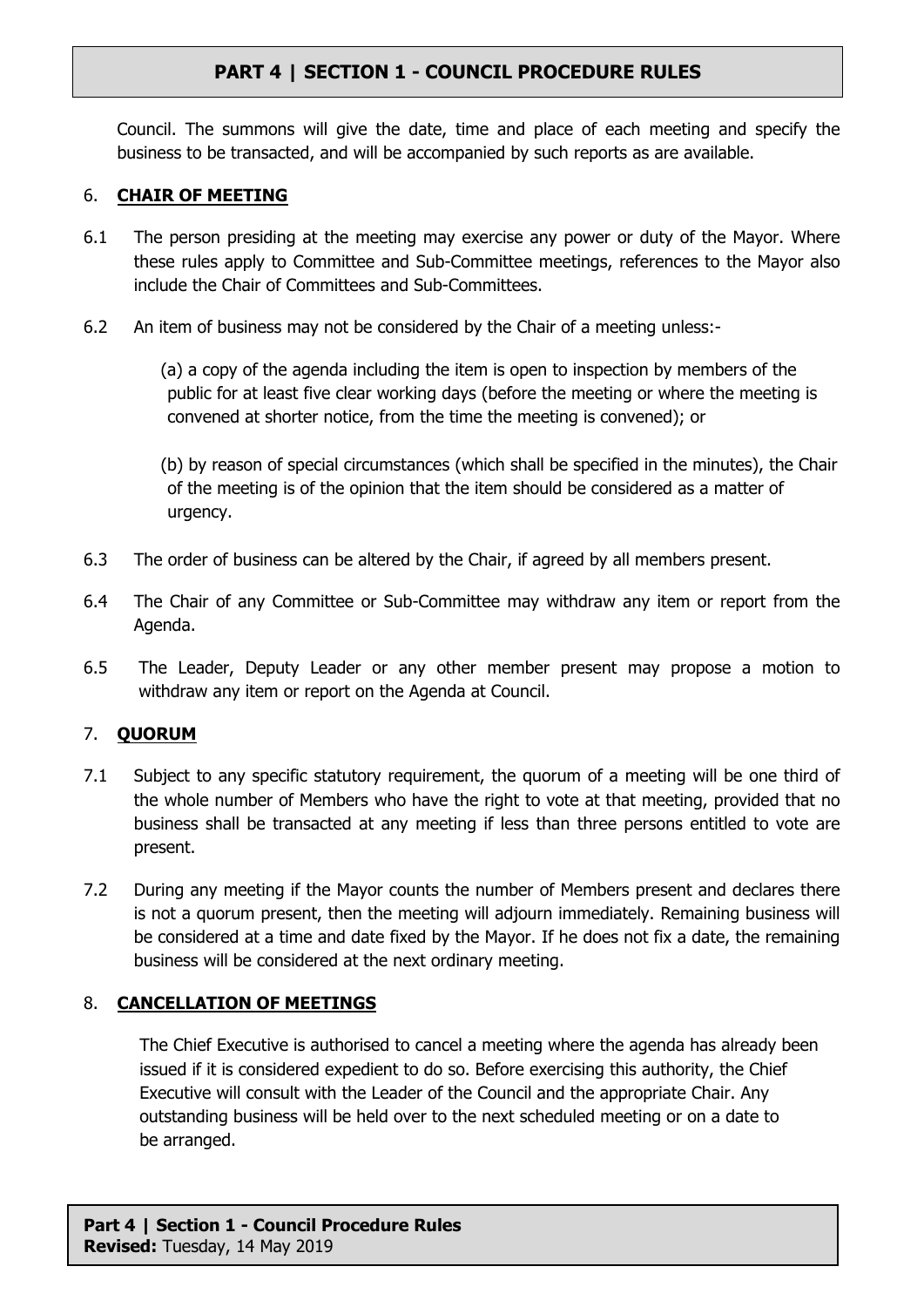Council. The summons will give the date, time and place of each meeting and specify the business to be transacted, and will be accompanied by such reports as are available.

## 6. **CHAIR OF MEETING**

6.1 The person presiding at the meeting may exercise any power or duty of the Mayor. Where these rules apply to Committee and Sub-Committee meetings, references to the Mayor also include the Chair of Committees and Sub-Committees.

6.2 An item of business may not be considered by the Chair of a meeting unless:-

(a) a copy of the agenda including the item is open to inspection by members of the public for at least five clear working days (before the meeting or where the meeting is convened at shorter notice, from the time the meeting is convened); or

(b) by reason of special circumstances (which shall be specified in the minutes), the Chair of the meeting is of the opinion that the item should be considered as a matter of urgency.

6.3 The order of business can be altered by the Chair, if agreed by all members present.

6.4 The Chair of any Committee or Sub-Committee may withdraw any item or report from the Agenda.

6.5 The Leader, Deputy Leader or any other member present may propose a motion to withdraw any item or report on the Agenda at Council.

## 7. **QUORUM**

7.1 Subject to any specific statutory requirement, the quorum of a meeting will be one third of the whole number of Members who have the right to vote at that meeting, provided that no business shall be transacted at any meeting if less than three persons entitled to vote are present.

7.2 During any meeting if the Mayor counts the number of Members present and declares there is not a quorum present, then the meeting will adjourn immediately. Remaining business will be considered at a time and date fixed by the Mayor. If he does not fix a date, the remaining business will be considered at the next ordinary meeting.

## 8. **CANCELLATION OF MEETINGS**

The Chief Executive is authorised to cancel a meeting where the agenda has already been issued if it is considered expedient to do so. Before exercising this authority, the Chief Executive will consult with the Leader of the Council and the appropriate Chair. Any outstanding business will be held over to the next scheduled meeting or on a date to be arranged.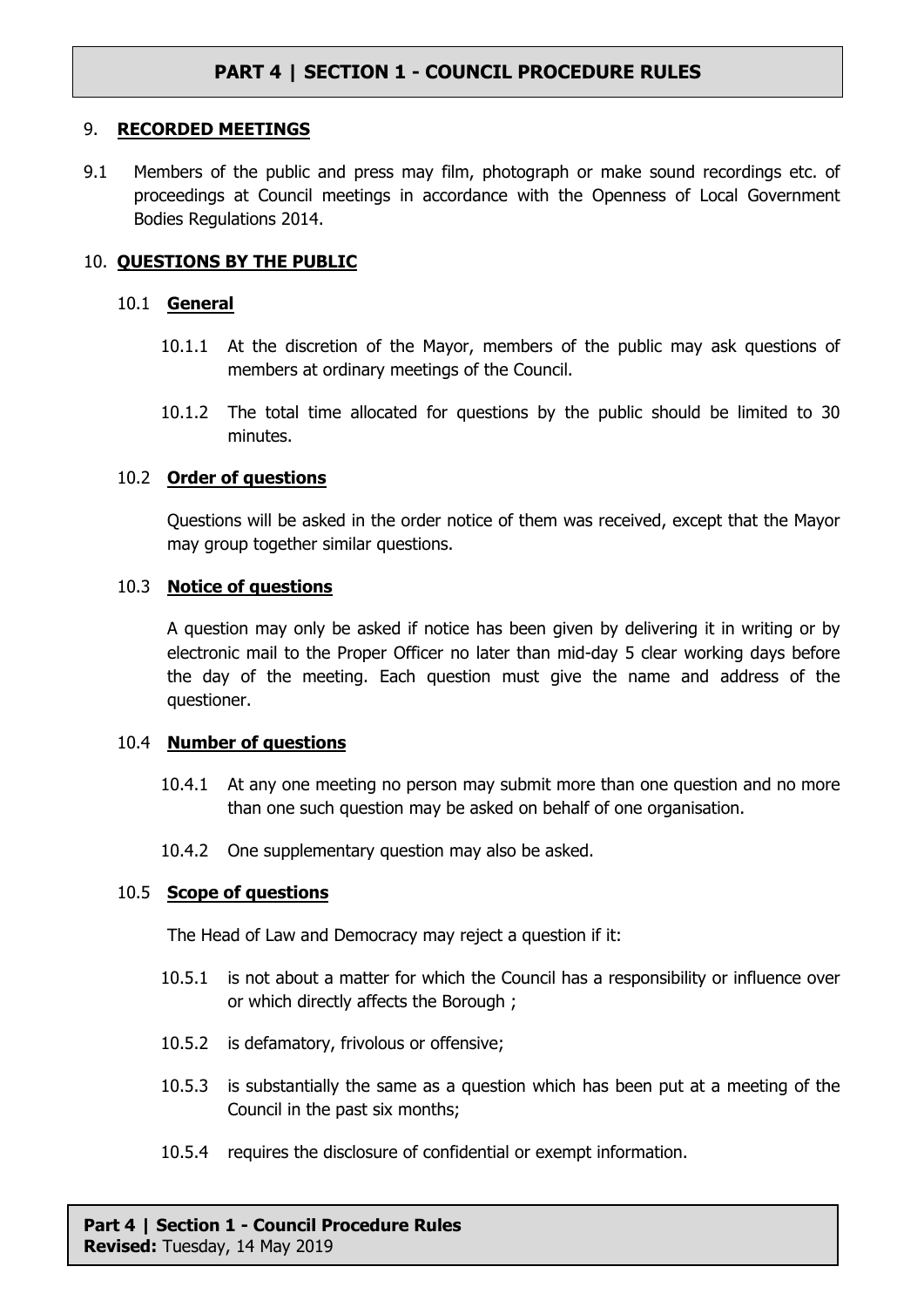## 9. RECORDED MEETINGS

9.1 Members of the public and press may film, photograph or make sound recordings etc. of proceedings at Council meetings in accordance with the Openness of Local Government Bodies Regulations 2014.

## 10. QUESTIONS BY THE PUBLIC

### 10.1 General

10.1.1 At the discretion of the Mayor, members of the public may ask questions of members at ordinary meetings of the Council.

10.1.2 The total time allocated for questions by the public should be limited to 30 minutes.

### 10.2 Order of questions

Questions will be asked in the order notice of them was received, except that the Mayor may group together similar questions.

### 10.3 Notice of questions

A question may only be asked if notice has been given by delivering it in writing or by electronic mail to the Proper Officer no later than mid-day 5 clear working days before the day of the meeting. Each question must give the name and address of the questioner.

### 10.4 Number of questions

10.4.1 At any one meeting no person may submit more than one question and no more than one such question may be asked on behalf of one organisation.

10.4.2 One supplementary question may also be asked.

### 10.5 Scope of questions

The Head of Law and Democracy may reject a question if it:

10.5.1 is not about a matter for which the Council has a responsibility or influence over or which directly affects the Borough ;

10.5.2 is defamatory, frivolous or offensive;

10.5.3 is substantially the same as a question which has been put at a meeting of the Council in the past six months;

10.5.4 requires the disclosure of confidential or exempt information.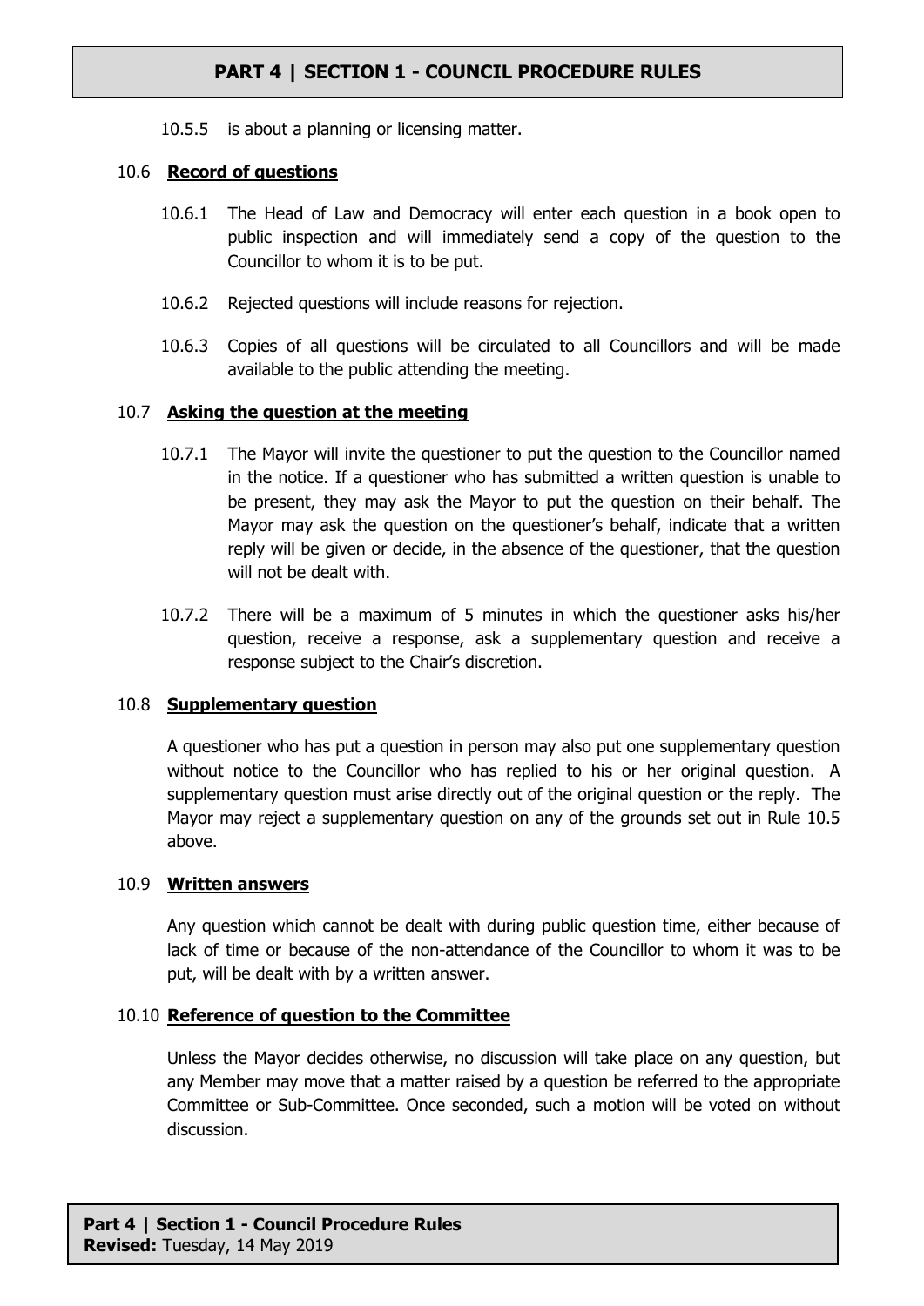10.5.5 is about a planning or licensing matter.

### 10.6 Record of questions

10.6.1 The Head of Law and Democracy will enter each question in a book open to public inspection and will immediately send a copy of the question to the Councillor to whom it is to be put.

10.6.2 Rejected questions will include reasons for rejection.

10.6.3 Copies of all questions will be circulated to all Councillors and will be made available to the public attending the meeting.

### 10.7 Asking the question at the meeting

10.7.1 The Mayor will invite the questioner to put the question to the Councillor named in the notice. If a questioner who has submitted a written question is unable to be present, they may ask the Mayor to put the question on their behalf. The Mayor may ask the question on the questioner's behalf, indicate that a written reply will be given or decide, in the absence of the questioner, that the question will not be dealt with.

10.7.2 There will be a maximum of 5 minutes in which the questioner asks his/her question, receive a response, ask a supplementary question and receive a response subject to the Chair's discretion.

### 10.8 Supplementary question

A questioner who has put a question in person may also put one supplementary question without notice to the Councillor who has replied to his or her original question. A supplementary question must arise directly out of the original question or the reply. The Mayor may reject a supplementary question on any of the grounds set out in Rule 10.5 above.

### 10.9 Written answers

Any question which cannot be dealt with during public question time, either because of lack of time or because of the non-attendance of the Councillor to whom it was to be put, will be dealt with by a written answer.

### 10.10 Reference of question to the Committee

Unless the Mayor decides otherwise, no discussion will take place on any question, but any Member may move that a matter raised by a question be referred to the appropriate Committee or Sub-Committee. Once seconded, such a motion will be voted on without discussion.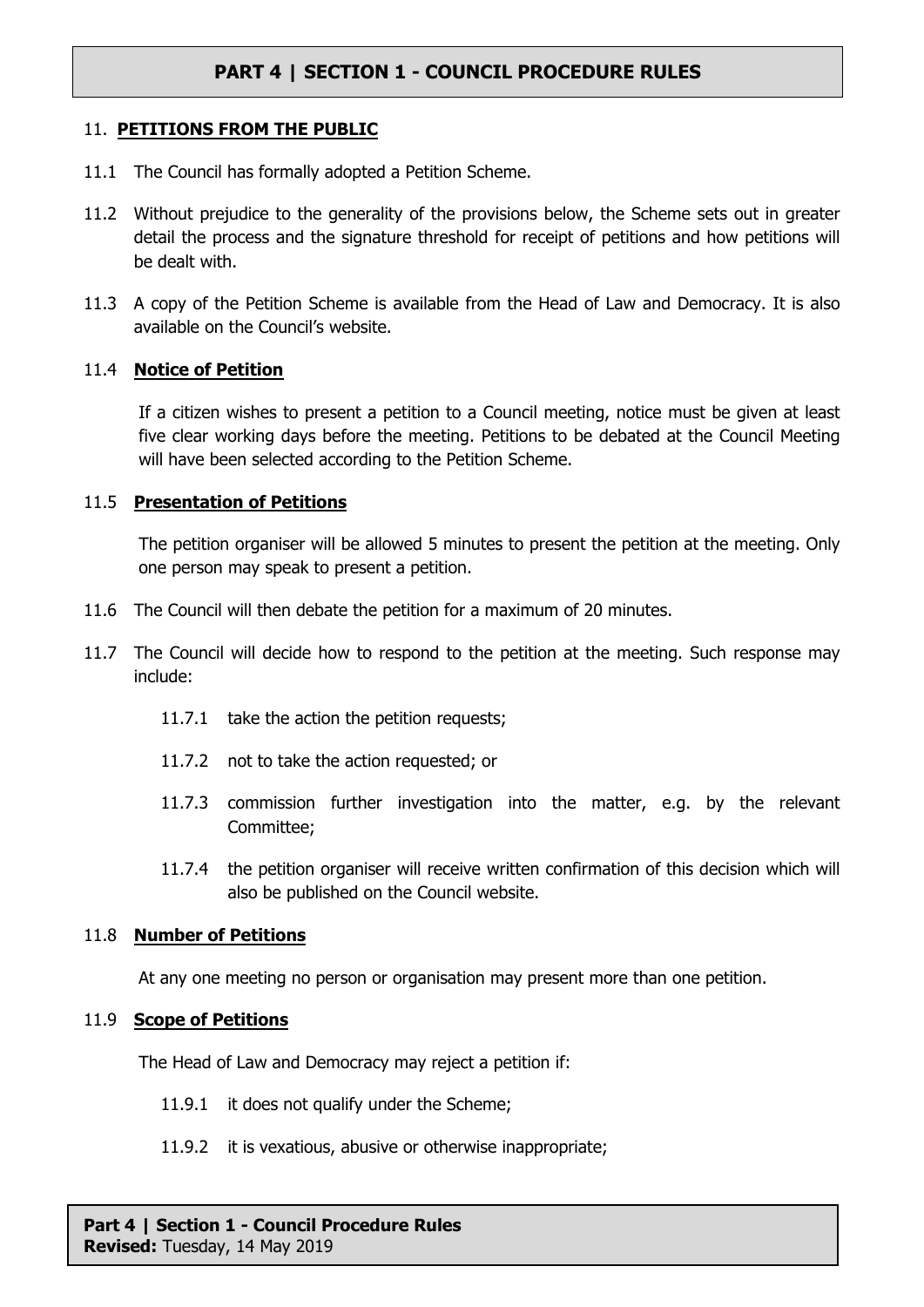## 11. PETITIONS FROM THE PUBLIC

11.1 The Council has formally adopted a Petition Scheme.

11.2 Without prejudice to the generality of the provisions below, the Scheme sets out in greater detail the process and the signature threshold for receipt of petitions and how petitions will be dealt with.

11.3 A copy of the Petition Scheme is available from the Head of Law and Democracy. It is also available on the Council's website.

### 11.4 Notice of Petition

If a citizen wishes to present a petition to a Council meeting, notice must be given at least five clear working days before the meeting. Petitions to be debated at the Council Meeting will have been selected according to the Petition Scheme.

### 11.5 Presentation of Petitions

The petition organiser will be allowed 5 minutes to present the petition at the meeting. Only one person may speak to present a petition.

11.6 The Council will then debate the petition for a maximum of 20 minutes.

11.7 The Council will decide how to respond to the petition at the meeting. Such response may include:

- 11.7.1 take the action the petition requests;
- 11.7.2 not to take the action requested; or
- 11.7.3 commission further investigation into the matter, e.g. by the relevant Committee;
- 11.7.4 the petition organiser will receive written confirmation of this decision which will also be published on the Council website.

### 11.8 Number of Petitions

At any one meeting no person or organisation may present more than one petition.

### 11.9 Scope of Petitions

The Head of Law and Democracy may reject a petition if:

- 11.9.1 it does not qualify under the Scheme;
- 11.9.2 it is vexatious, abusive or otherwise inappropriate;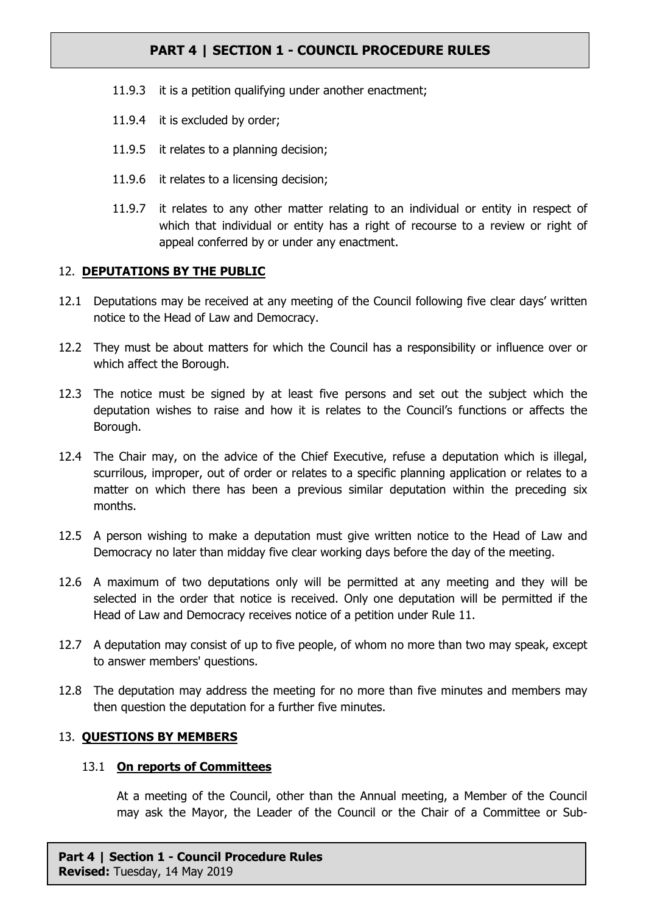11.9.3 it is a petition qualifying under another enactment;

11.9.4 it is excluded by order;

11.9.5 it relates to a planning decision;

11.9.6 it relates to a licensing decision;

11.9.7 it relates to any other matter relating to an individual or entity in respect of which that individual or entity has a right of recourse to a review or right of appeal conferred by or under any enactment.

## 12. **DEPUTATIONS BY THE PUBLIC**

12.1 Deputations may be received at any meeting of the Council following five clear days' written notice to the Head of Law and Democracy.

12.2 They must be about matters for which the Council has a responsibility or influence over or which affect the Borough.

12.3 The notice must be signed by at least five persons and set out the subject which the deputation wishes to raise and how it is relates to the Council's functions or affects the Borough.

12.4 The Chair may, on the advice of the Chief Executive, refuse a deputation which is illegal, scurrilous, improper, out of order or relates to a specific planning application or relates to a matter on which there has been a previous similar deputation within the preceding six months.

12.5 A person wishing to make a deputation must give written notice to the Head of Law and Democracy no later than midday five clear working days before the day of the meeting.

12.6 A maximum of two deputations only will be permitted at any meeting and they will be selected in the order that notice is received. Only one deputation will be permitted if the Head of Law and Democracy receives notice of a petition under Rule 11.

12.7 A deputation may consist of up to five people, of whom no more than two may speak, except to answer members' questions.

12.8 The deputation may address the meeting for no more than five minutes and members may then question the deputation for a further five minutes.

## 13. **QUESTIONS BY MEMBERS**

### 13.1 **On reports of Committees**

At a meeting of the Council, other than the Annual meeting, a Member of the Council may ask the Mayor, the Leader of the Council or the Chair of a Committee or Sub-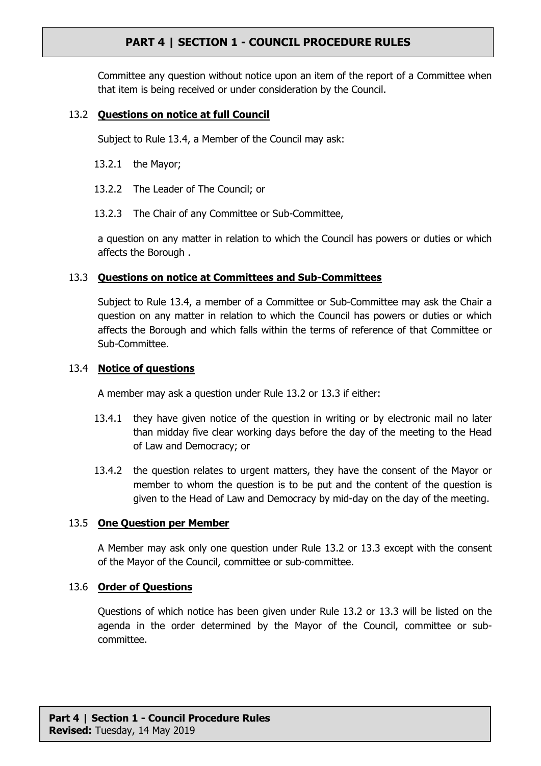Committee any question without notice upon an item of the report of a Committee when that item is being received or under consideration by the Council.

### 13.2 **Questions on notice at full Council**

Subject to Rule 13.4, a Member of the Council may ask:

13.2.1 the Mayor;

13.2.2 The Leader of The Council; or

13.2.3 The Chair of any Committee or Sub-Committee,

a question on any matter in relation to which the Council has powers or duties or which affects the Borough .

### 13.3 **Questions on notice at Committees and Sub-Committees**

Subject to Rule 13.4, a member of a Committee or Sub-Committee may ask the Chair a question on any matter in relation to which the Council has powers or duties or which affects the Borough and which falls within the terms of reference of that Committee or Sub-Committee.

### 13.4 **Notice of questions**

A member may ask a question under Rule 13.2 or 13.3 if either:

13.4.1 they have given notice of the question in writing or by electronic mail no later than midday five clear working days before the day of the meeting to the Head of Law and Democracy; or

13.4.2 the question relates to urgent matters, they have the consent of the Mayor or member to whom the question is to be put and the content of the question is given to the Head of Law and Democracy by mid-day on the day of the meeting.

### 13.5 **One Question per Member**

A Member may ask only one question under Rule 13.2 or 13.3 except with the consent of the Mayor of the Council, committee or sub-committee.

### 13.6 **Order of Questions**

Questions of which notice has been given under Rule 13.2 or 13.3 will be listed on the agenda in the order determined by the Mayor of the Council, committee or sub-committee.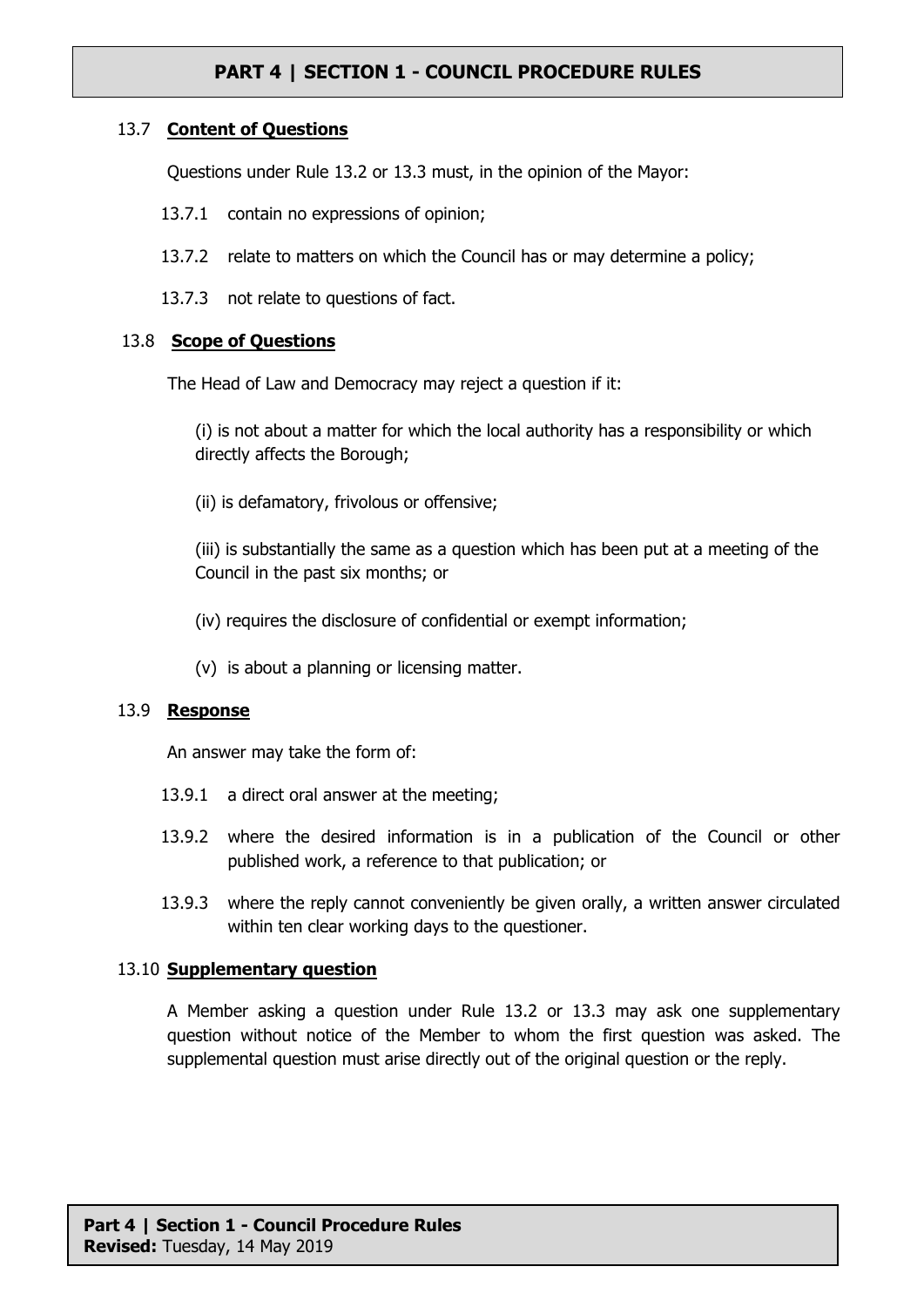### 13.7 **Content of Questions**

Questions under Rule 13.2 or 13.3 must, in the opinion of the Mayor:

13.7.1 contain no expressions of opinion;

13.7.2 relate to matters on which the Council has or may determine a policy;

13.7.3 not relate to questions of fact.

### 13.8 **Scope of Questions**

The Head of Law and Democracy may reject a question if it:

(i) is not about a matter for which the local authority has a responsibility or which directly affects the Borough;

(ii) is defamatory, frivolous or offensive;

(iii) is substantially the same as a question which has been put at a meeting of the Council in the past six months; or

(iv) requires the disclosure of confidential or exempt information;

(v) is about a planning or licensing matter.

### 13.9 **Response**

An answer may take the form of:

13.9.1 a direct oral answer at the meeting;

13.9.2 where the desired information is in a publication of the Council or other published work, a reference to that publication; or

13.9.3 where the reply cannot conveniently be given orally, a written answer circulated within ten clear working days to the questioner.

### 13.10 **Supplementary question**

A Member asking a question under Rule 13.2 or 13.3 may ask one supplementary question without notice of the Member to whom the first question was asked. The supplemental question must arise directly out of the original question or the reply.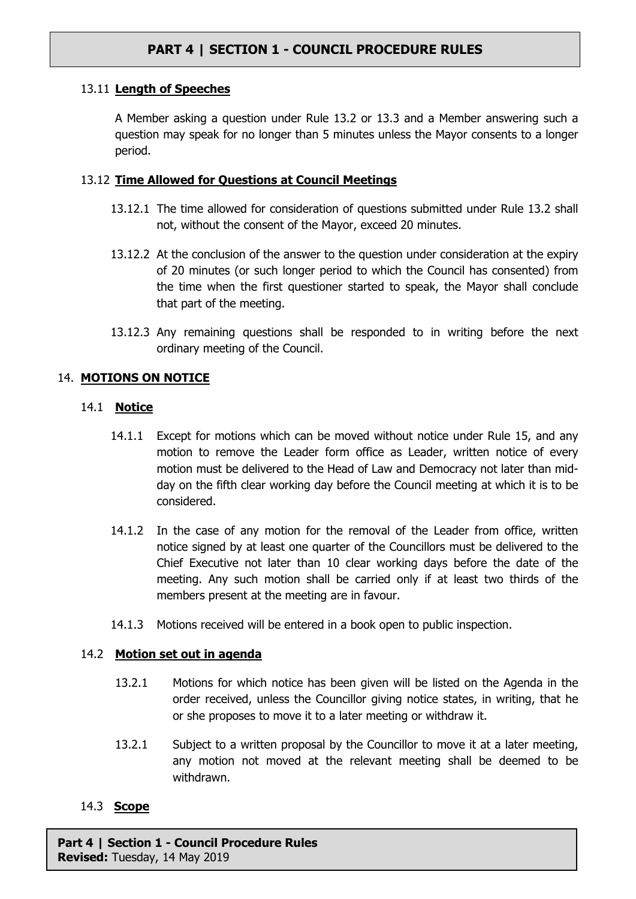### 13.11 **Length of Speeches**

A Member asking a question under Rule 13.2 or 13.3 and a Member answering such a question may speak for no longer than 5 minutes unless the Mayor consents to a longer period.

### 13.12 **Time Allowed for Questions at Council Meetings**

13.12.1 The time allowed for consideration of questions submitted under Rule 13.2 shall not, without the consent of the Mayor, exceed 20 minutes.

13.12.2 At the conclusion of the answer to the question under consideration at the expiry of 20 minutes (or such longer period to which the Council has consented) from the time when the first questioner started to speak, the Mayor shall conclude that part of the meeting.

13.12.3 Any remaining questions shall be responded to in writing before the next ordinary meeting of the Council.

## 14. **MOTIONS ON NOTICE**

### 14.1 **Notice**

14.1.1 Except for motions which can be moved without notice under Rule 15, and any motion to remove the Leader form office as Leader, written notice of every motion must be delivered to the Head of Law and Democracy not later than mid-day on the fifth clear working day before the Council meeting at which it is to be considered.

14.1.2 In the case of any motion for the removal of the Leader from office, written notice signed by at least one quarter of the Councillors must be delivered to the Chief Executive not later than 10 clear working days before the date of the meeting. Any such motion shall be carried only if at least two thirds of the members present at the meeting are in favour.

14.1.3 Motions received will be entered in a book open to public inspection.

### 14.2 **Motion set out in agenda**

13.2.1 Motions for which notice has been given will be listed on the Agenda in the order received, unless the Councillor giving notice states, in writing, that he or she proposes to move it to a later meeting or withdraw it.

13.2.1 Subject to a written proposal by the Councillor to move it at a later meeting, any motion not moved at the relevant meeting shall be deemed to be withdrawn.

### 14.3 **Scope**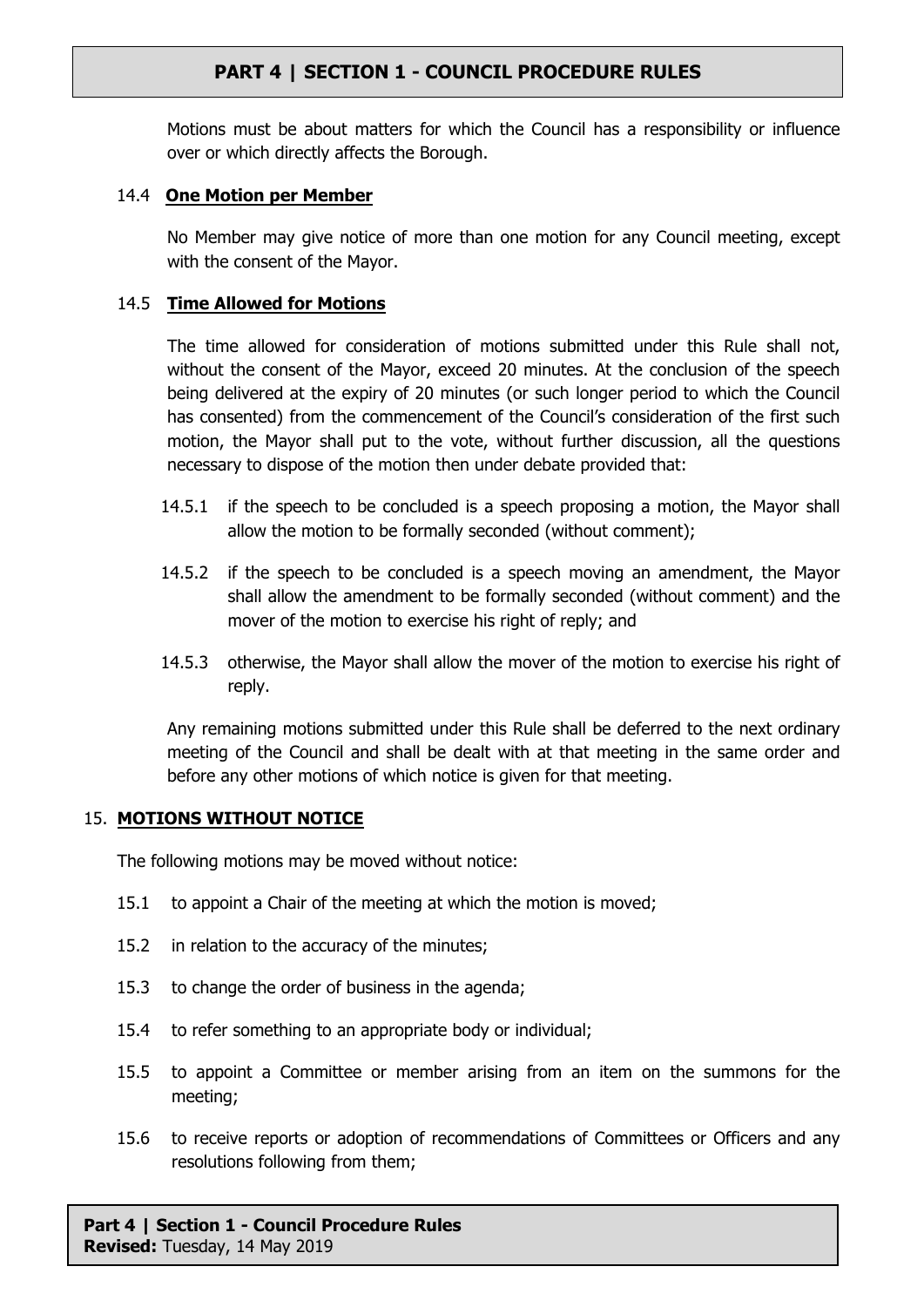Motions must be about matters for which the Council has a responsibility or influence over or which directly affects the Borough.

### 14.4 **One Motion per Member**

No Member may give notice of more than one motion for any Council meeting, except with the consent of the Mayor.

### 14.5 **Time Allowed for Motions**

The time allowed for consideration of motions submitted under this Rule shall not, without the consent of the Mayor, exceed 20 minutes. At the conclusion of the speech being delivered at the expiry of 20 minutes (or such longer period to which the Council has consented) from the commencement of the Council's consideration of the first such motion, the Mayor shall put to the vote, without further discussion, all the questions necessary to dispose of the motion then under debate provided that:

14.5.1 if the speech to be concluded is a speech proposing a motion, the Mayor shall allow the motion to be formally seconded (without comment);

14.5.2 if the speech to be concluded is a speech moving an amendment, the Mayor shall allow the amendment to be formally seconded (without comment) and the mover of the motion to exercise his right of reply; and

14.5.3 otherwise, the Mayor shall allow the mover of the motion to exercise his right of reply.

Any remaining motions submitted under this Rule shall be deferred to the next ordinary meeting of the Council and shall be dealt with at that meeting in the same order and before any other motions of which notice is given for that meeting.

## 15. **MOTIONS WITHOUT NOTICE**

The following motions may be moved without notice:

15.1 to appoint a Chair of the meeting at which the motion is moved;

15.2 in relation to the accuracy of the minutes;

15.3 to change the order of business in the agenda;

15.4 to refer something to an appropriate body or individual;

15.5 to appoint a Committee or member arising from an item on the summons for the meeting;

15.6 to receive reports or adoption of recommendations of Committees or Officers and any resolutions following from them;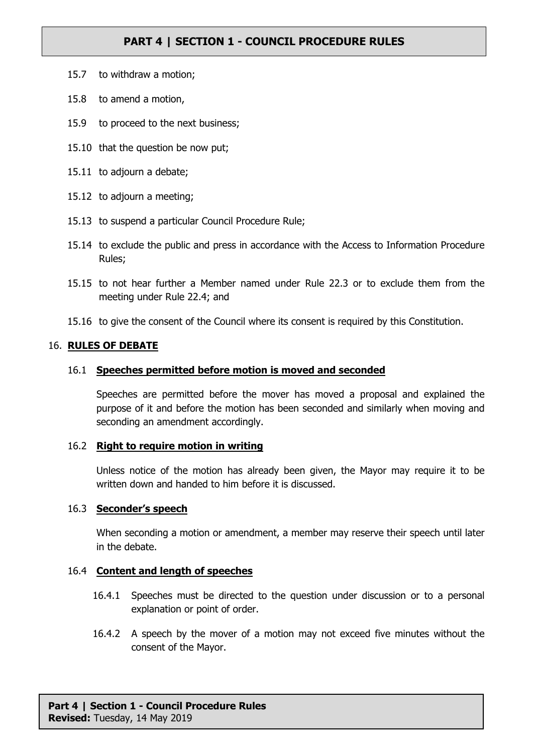15.7 to withdraw a motion;

15.8 to amend a motion,

15.9 to proceed to the next business;

15.10 that the question be now put;

15.11 to adjourn a debate;

15.12 to adjourn a meeting;

15.13 to suspend a particular Council Procedure Rule;

15.14 to exclude the public and press in accordance with the Access to Information Procedure Rules;

15.15 to not hear further a Member named under Rule 22.3 or to exclude them from the meeting under Rule 22.4; and

15.16 to give the consent of the Council where its consent is required by this Constitution.

## 16. RULES OF DEBATE

### 16.1 Speeches permitted before motion is moved and seconded

Speeches are permitted before the mover has moved a proposal and explained the purpose of it and before the motion has been seconded and similarly when moving and seconding an amendment accordingly.

### 16.2 Right to require motion in writing

Unless notice of the motion has already been given, the Mayor may require it to be written down and handed to him before it is discussed.

### 16.3 Seconder's speech

When seconding a motion or amendment, a member may reserve their speech until later in the debate.

### 16.4 Content and length of speeches

16.4.1 Speeches must be directed to the question under discussion or to a personal explanation or point of order.

16.4.2 A speech by the mover of a motion may not exceed five minutes without the consent of the Mayor.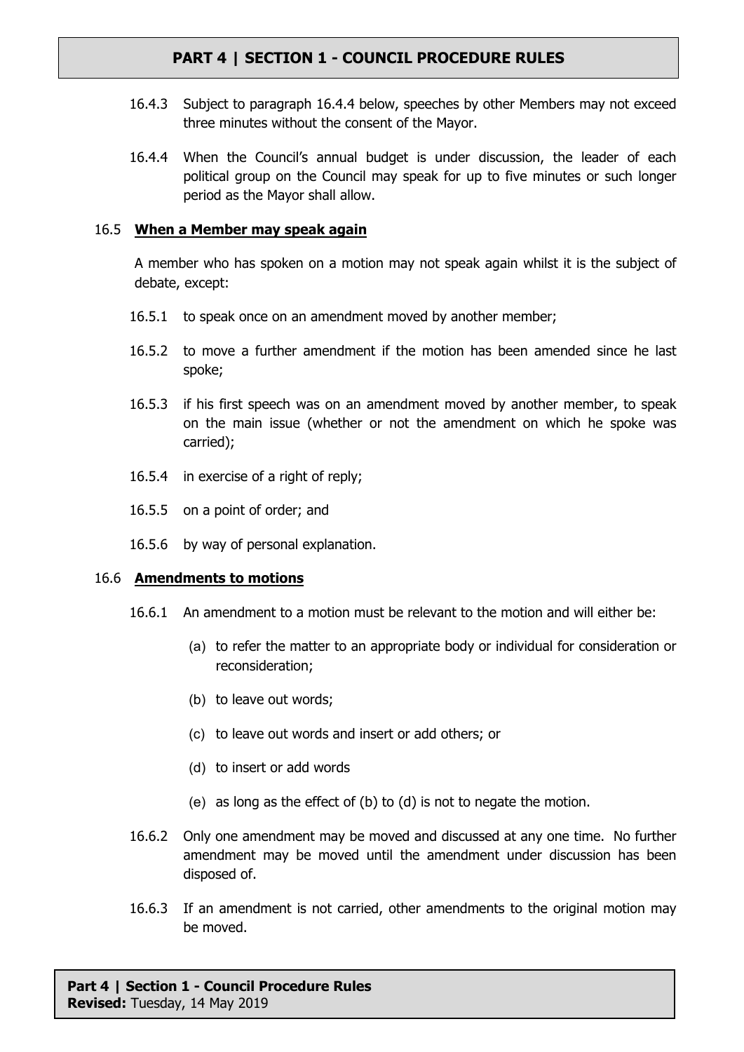16.4.3 Subject to paragraph 16.4.4 below, speeches by other Members may not exceed three minutes without the consent of the Mayor.

16.4.4 When the Council's annual budget is under discussion, the leader of each political group on the Council may speak for up to five minutes or such longer period as the Mayor shall allow.

### 16.5 **When a Member may speak again**

A member who has spoken on a motion may not speak again whilst it is the subject of debate, except:

16.5.1 to speak once on an amendment moved by another member;

16.5.2 to move a further amendment if the motion has been amended since he last spoke;

16.5.3 if his first speech was on an amendment moved by another member, to speak on the main issue (whether or not the amendment on which he spoke was carried);

16.5.4 in exercise of a right of reply;

16.5.5 on a point of order; and

16.5.6 by way of personal explanation.

### 16.6 **Amendments to motions**

16.6.1 An amendment to a motion must be relevant to the motion and will either be:

(a) to refer the matter to an appropriate body or individual for consideration or reconsideration;

(b) to leave out words;

(c) to leave out words and insert or add others; or

(d) to insert or add words

(e) as long as the effect of (b) to (d) is not to negate the motion.

16.6.2 Only one amendment may be moved and discussed at any one time. No further amendment may be moved until the amendment under discussion has been disposed of.

16.6.3 If an amendment is not carried, other amendments to the original motion may be moved.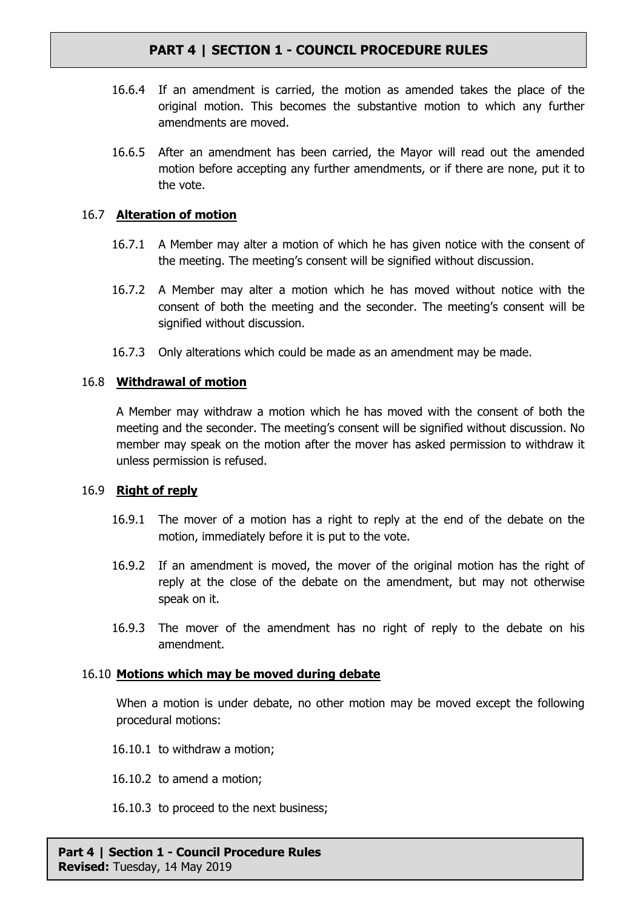16.6.4 If an amendment is carried, the motion as amended takes the place of the original motion. This becomes the substantive motion to which any further amendments are moved.

16.6.5 After an amendment has been carried, the Mayor will read out the amended motion before accepting any further amendments, or if there are none, put it to the vote.

16.7 **Alteration of motion**

16.7.1 A Member may alter a motion of which he has given notice with the consent of the meeting. The meeting's consent will be signified without discussion.

16.7.2 A Member may alter a motion which he has moved without notice with the consent of both the meeting and the seconder. The meeting's consent will be signified without discussion.

16.7.3 Only alterations which could be made as an amendment may be made.

16.8 **Withdrawal of motion**

A Member may withdraw a motion which he has moved with the consent of both the meeting and the seconder. The meeting's consent will be signified without discussion. No member may speak on the motion after the mover has asked permission to withdraw it unless permission is refused.

16.9 **Right of reply**

16.9.1 The mover of a motion has a right to reply at the end of the debate on the motion, immediately before it is put to the vote.

16.9.2 If an amendment is moved, the mover of the original motion has the right of reply at the close of the debate on the amendment, but may not otherwise speak on it.

16.9.3 The mover of the amendment has no right of reply to the debate on his amendment.

16.10 **Motions which may be moved during debate**

When a motion is under debate, no other motion may be moved except the following procedural motions:

16.10.1 to withdraw a motion;

16.10.2 to amend a motion;

16.10.3 to proceed to the next business;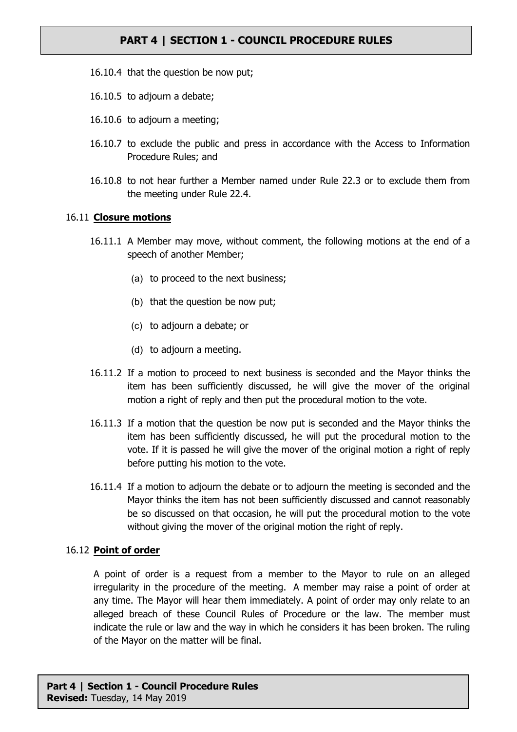16.10.4 that the question be now put;

16.10.5 to adjourn a debate;

16.10.6 to adjourn a meeting;

16.10.7 to exclude the public and press in accordance with the Access to Information Procedure Rules; and

16.10.8 to not hear further a Member named under Rule 22.3 or to exclude them from the meeting under Rule 22.4.

16.11 **Closure motions**

16.11.1 A Member may move, without comment, the following motions at the end of a speech of another Member;

(a) to proceed to the next business;

(b) that the question be now put;

(c) to adjourn a debate; or

(d) to adjourn a meeting.

16.11.2 If a motion to proceed to next business is seconded and the Mayor thinks the item has been sufficiently discussed, he will give the mover of the original motion a right of reply and then put the procedural motion to the vote.

16.11.3 If a motion that the question be now put is seconded and the Mayor thinks the item has been sufficiently discussed, he will put the procedural motion to the vote. If it is passed he will give the mover of the original motion a right of reply before putting his motion to the vote.

16.11.4 If a motion to adjourn the debate or to adjourn the meeting is seconded and the Mayor thinks the item has not been sufficiently discussed and cannot reasonably be so discussed on that occasion, he will put the procedural motion to the vote without giving the mover of the original motion the right of reply.

16.12 **Point of order**

A point of order is a request from a member to the Mayor to rule on an alleged irregularity in the procedure of the meeting. A member may raise a point of order at any time. The Mayor will hear them immediately. A point of order may only relate to an alleged breach of these Council Rules of Procedure or the law. The member must indicate the rule or law and the way in which he considers it has been broken. The ruling of the Mayor on the matter will be final.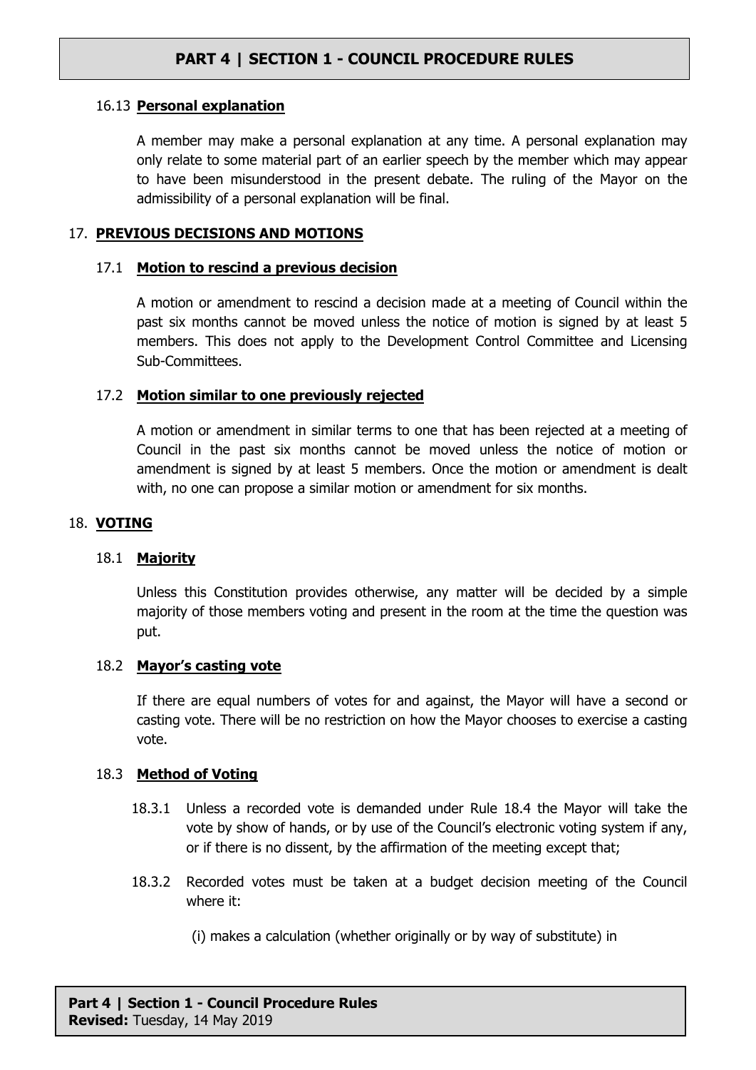#### 16.13 **Personal explanation**

A member may make a personal explanation at any time. A personal explanation may only relate to some material part of an earlier speech by the member which may appear to have been misunderstood in the present debate. The ruling of the Mayor on the admissibility of a personal explanation will be final.

## 17. **PREVIOUS DECISIONS AND MOTIONS**

#### 17.1 **Motion to rescind a previous decision**

A motion or amendment to rescind a decision made at a meeting of Council within the past six months cannot be moved unless the notice of motion is signed by at least 5 members. This does not apply to the Development Control Committee and Licensing Sub-Committees.

#### 17.2 **Motion similar to one previously rejected**

A motion or amendment in similar terms to one that has been rejected at a meeting of Council in the past six months cannot be moved unless the notice of motion or amendment is signed by at least 5 members. Once the motion or amendment is dealt with, no one can propose a similar motion or amendment for six months.

## 18. **VOTING**

#### 18.1 **Majority**

Unless this Constitution provides otherwise, any matter will be decided by a simple majority of those members voting and present in the room at the time the question was put.

#### 18.2 **Mayor's casting vote**

If there are equal numbers of votes for and against, the Mayor will have a second or casting vote. There will be no restriction on how the Mayor chooses to exercise a casting vote.

#### 18.3 **Method of Voting**

18.3.1 Unless a recorded vote is demanded under Rule 18.4 the Mayor will take the vote by show of hands, or by use of the Council's electronic voting system if any, or if there is no dissent, by the affirmation of the meeting except that;

18.3.2 Recorded votes must be taken at a budget decision meeting of the Council where it:

(i) makes a calculation (whether originally or by way of substitute) in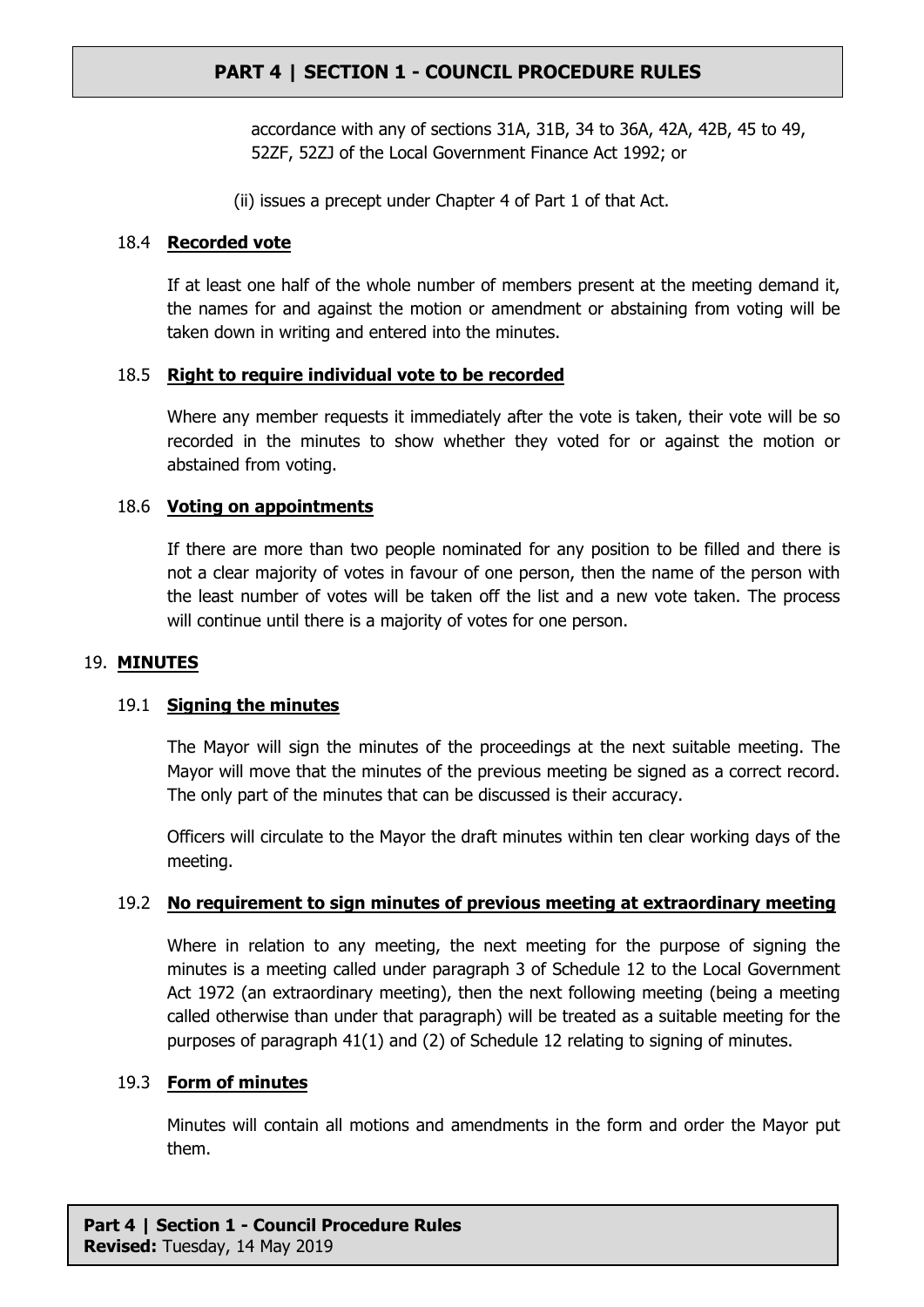accordance with any of sections 31A, 31B, 34 to 36A, 42A, 42B, 45 to 49, 52ZF, 52ZJ of the Local Government Finance Act 1992; or

(ii) issues a precept under Chapter 4 of Part 1 of that Act.

### 18.4 **Recorded vote**

If at least one half of the whole number of members present at the meeting demand it, the names for and against the motion or amendment or abstaining from voting will be taken down in writing and entered into the minutes.

### 18.5 **Right to require individual vote to be recorded**

Where any member requests it immediately after the vote is taken, their vote will be so recorded in the minutes to show whether they voted for or against the motion or abstained from voting.

### 18.6 **Voting on appointments**

If there are more than two people nominated for any position to be filled and there is not a clear majority of votes in favour of one person, then the name of the person with the least number of votes will be taken off the list and a new vote taken. The process will continue until there is a majority of votes for one person.

## 19. **MINUTES**

### 19.1 **Signing the minutes**

The Mayor will sign the minutes of the proceedings at the next suitable meeting. The Mayor will move that the minutes of the previous meeting be signed as a correct record. The only part of the minutes that can be discussed is their accuracy.

Officers will circulate to the Mayor the draft minutes within ten clear working days of the meeting.

### 19.2 **No requirement to sign minutes of previous meeting at extraordinary meeting**

Where in relation to any meeting, the next meeting for the purpose of signing the minutes is a meeting called under paragraph 3 of Schedule 12 to the Local Government Act 1972 (an extraordinary meeting), then the next following meeting (being a meeting called otherwise than under that paragraph) will be treated as a suitable meeting for the purposes of paragraph 41(1) and (2) of Schedule 12 relating to signing of minutes.

### 19.3 **Form of minutes**

Minutes will contain all motions and amendments in the form and order the Mayor put them.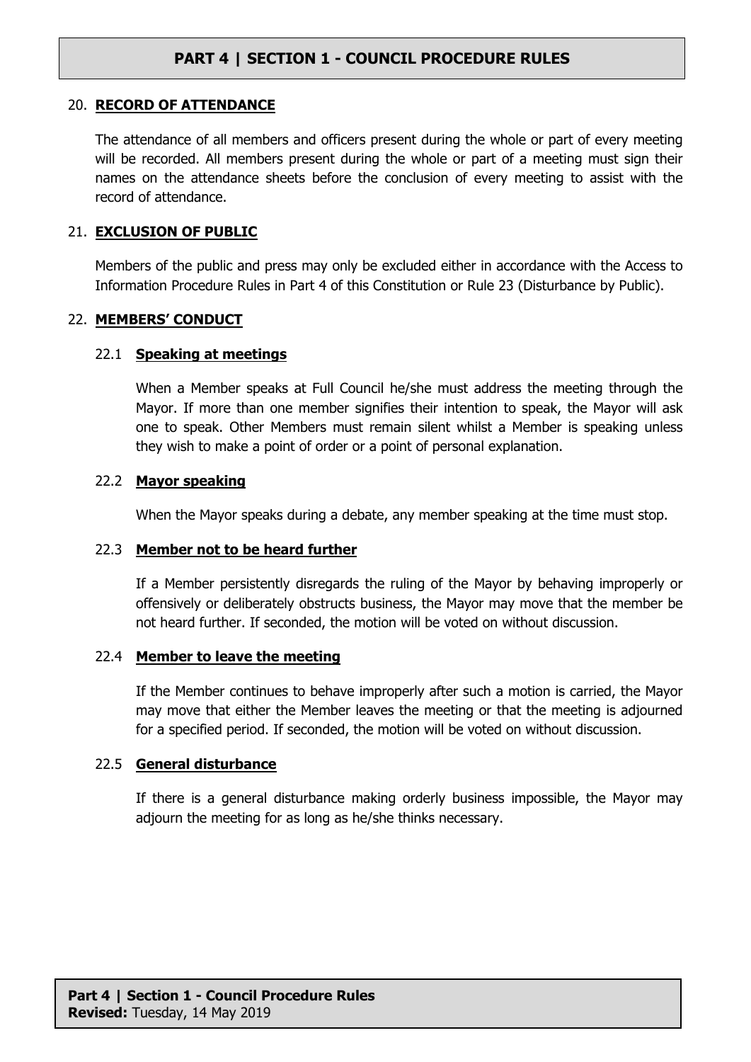## 20. RECORD OF ATTENDANCE

The attendance of all members and officers present during the whole or part of every meeting will be recorded. All members present during the whole or part of a meeting must sign their names on the attendance sheets before the conclusion of every meeting to assist with the record of attendance.

## 21. EXCLUSION OF PUBLIC

Members of the public and press may only be excluded either in accordance with the Access to Information Procedure Rules in Part 4 of this Constitution or Rule 23 (Disturbance by Public).

## 22. MEMBERS' CONDUCT

### 22.1 Speaking at meetings

When a Member speaks at Full Council he/she must address the meeting through the Mayor. If more than one member signifies their intention to speak, the Mayor will ask one to speak. Other Members must remain silent whilst a Member is speaking unless they wish to make a point of order or a point of personal explanation.

### 22.2 Mayor speaking

When the Mayor speaks during a debate, any member speaking at the time must stop.

### 22.3 Member not to be heard further

If a Member persistently disregards the ruling of the Mayor by behaving improperly or offensively or deliberately obstructs business, the Mayor may move that the member be not heard further. If seconded, the motion will be voted on without discussion.

### 22.4 Member to leave the meeting

If the Member continues to behave improperly after such a motion is carried, the Mayor may move that either the Member leaves the meeting or that the meeting is adjourned for a specified period. If seconded, the motion will be voted on without discussion.

### 22.5 General disturbance

If there is a general disturbance making orderly business impossible, the Mayor may adjourn the meeting for as long as he/she thinks necessary.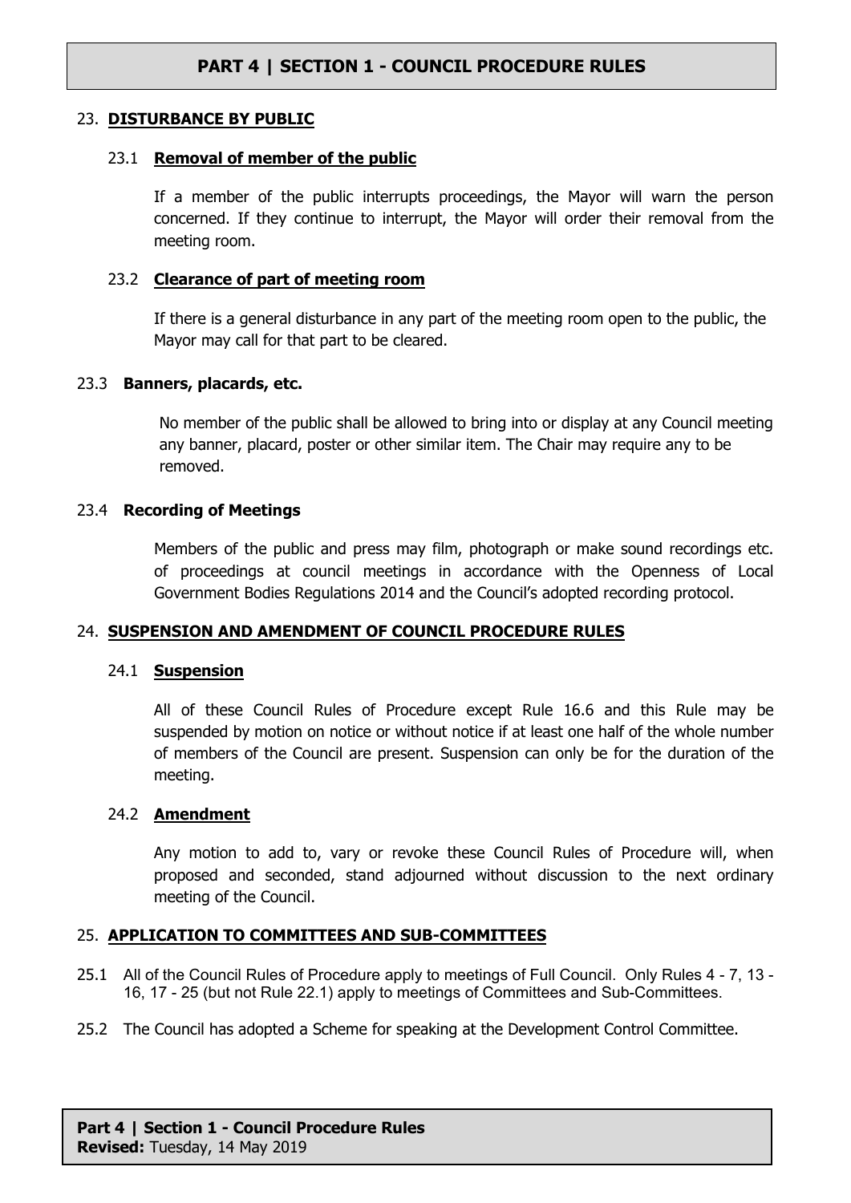## 23. DISTURBANCE BY PUBLIC

### 23.1 Removal of member of the public

If a member of the public interrupts proceedings, the Mayor will warn the person concerned. If they continue to interrupt, the Mayor will order their removal from the meeting room.

### 23.2 Clearance of part of meeting room

If there is a general disturbance in any part of the meeting room open to the public, the Mayor may call for that part to be cleared.

### 23.3 Banners, placards, etc.

No member of the public shall be allowed to bring into or display at any Council meeting any banner, placard, poster or other similar item. The Chair may require any to be removed.

### 23.4 Recording of Meetings

Members of the public and press may film, photograph or make sound recordings etc. of proceedings at council meetings in accordance with the Openness of Local Government Bodies Regulations 2014 and the Council's adopted recording protocol.

## 24. SUSPENSION AND AMENDMENT OF COUNCIL PROCEDURE RULES

### 24.1 Suspension

All of these Council Rules of Procedure except Rule 16.6 and this Rule may be suspended by motion on notice or without notice if at least one half of the whole number of members of the Council are present. Suspension can only be for the duration of the meeting.

### 24.2 Amendment

Any motion to add to, vary or revoke these Council Rules of Procedure will, when proposed and seconded, stand adjourned without discussion to the next ordinary meeting of the Council.

## 25. APPLICATION TO COMMITTEES AND SUB-COMMITTEES

25.1 All of the Council Rules of Procedure apply to meetings of Full Council. Only Rules 4 - 7, 13 - 16, 17 - 25 (but not Rule 22.1) apply to meetings of Committees and Sub-Committees.

25.2 The Council has adopted a Scheme for speaking at the Development Control Committee.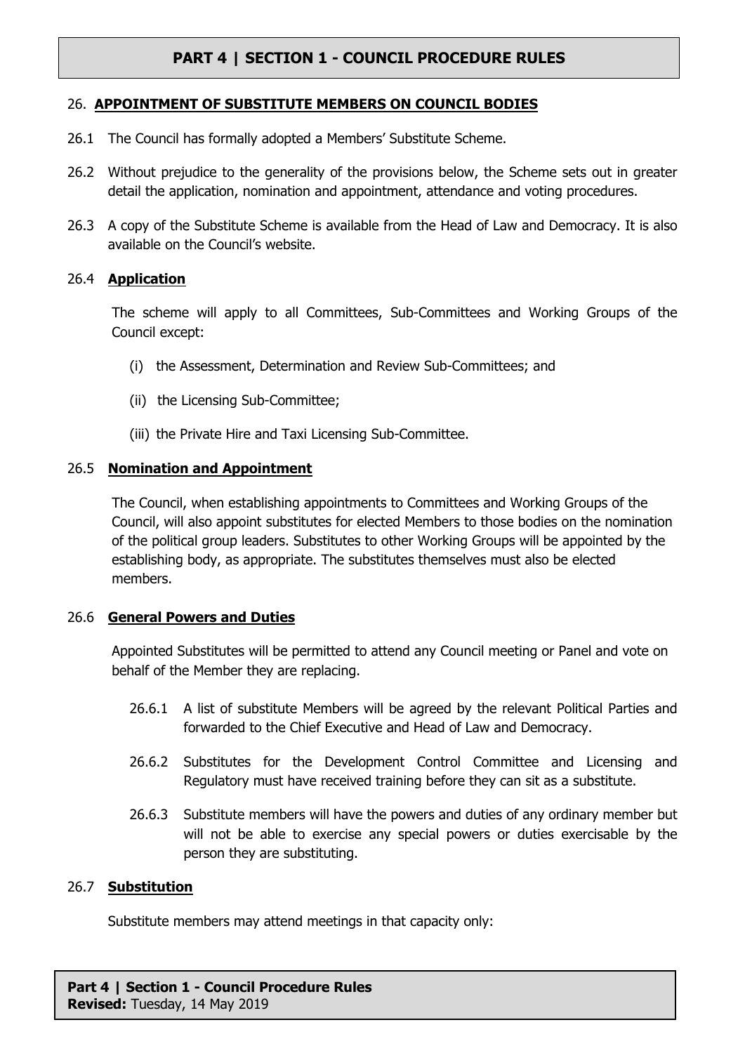## 26. APPOINTMENT OF SUBSTITUTE MEMBERS ON COUNCIL BODIES

26.1 The Council has formally adopted a Members' Substitute Scheme.

26.2 Without prejudice to the generality of the provisions below, the Scheme sets out in greater detail the application, nomination and appointment, attendance and voting procedures.

26.3 A copy of the Substitute Scheme is available from the Head of Law and Democracy. It is also available on the Council's website.

### 26.4 Application

The scheme will apply to all Committees, Sub-Committees and Working Groups of the Council except:

(i) the Assessment, Determination and Review Sub-Committees; and

(ii) the Licensing Sub-Committee;

(iii) the Private Hire and Taxi Licensing Sub-Committee.

### 26.5 Nomination and Appointment

The Council, when establishing appointments to Committees and Working Groups of the Council, will also appoint substitutes for elected Members to those bodies on the nomination of the political group leaders. Substitutes to other Working Groups will be appointed by the establishing body, as appropriate. The substitutes themselves must also be elected members.

### 26.6 General Powers and Duties

Appointed Substitutes will be permitted to attend any Council meeting or Panel and vote on behalf of the Member they are replacing.

26.6.1 A list of substitute Members will be agreed by the relevant Political Parties and forwarded to the Chief Executive and Head of Law and Democracy.

26.6.2 Substitutes for the Development Control Committee and Licensing and Regulatory must have received training before they can sit as a substitute.

26.6.3 Substitute members will have the powers and duties of any ordinary member but will not be able to exercise any special powers or duties exercisable by the person they are substituting.

### 26.7 Substitution

Substitute members may attend meetings in that capacity only: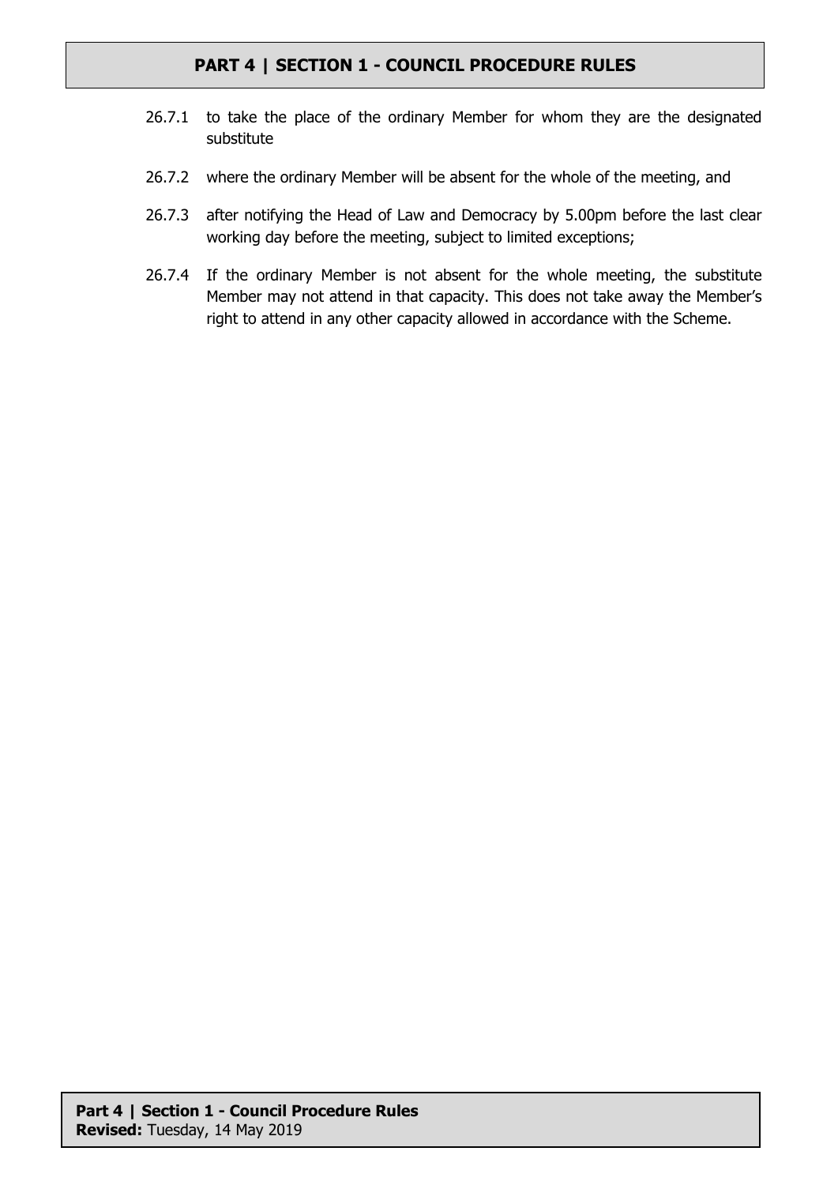26.7.1 to take the place of the ordinary Member for whom they are the designated substitute

26.7.2 where the ordinary Member will be absent for the whole of the meeting, and

26.7.3 after notifying the Head of Law and Democracy by 5.00pm before the last clear working day before the meeting, subject to limited exceptions;

26.7.4 If the ordinary Member is not absent for the whole meeting, the substitute Member may not attend in that capacity. This does not take away the Member's right to attend in any other capacity allowed in accordance with the Scheme.